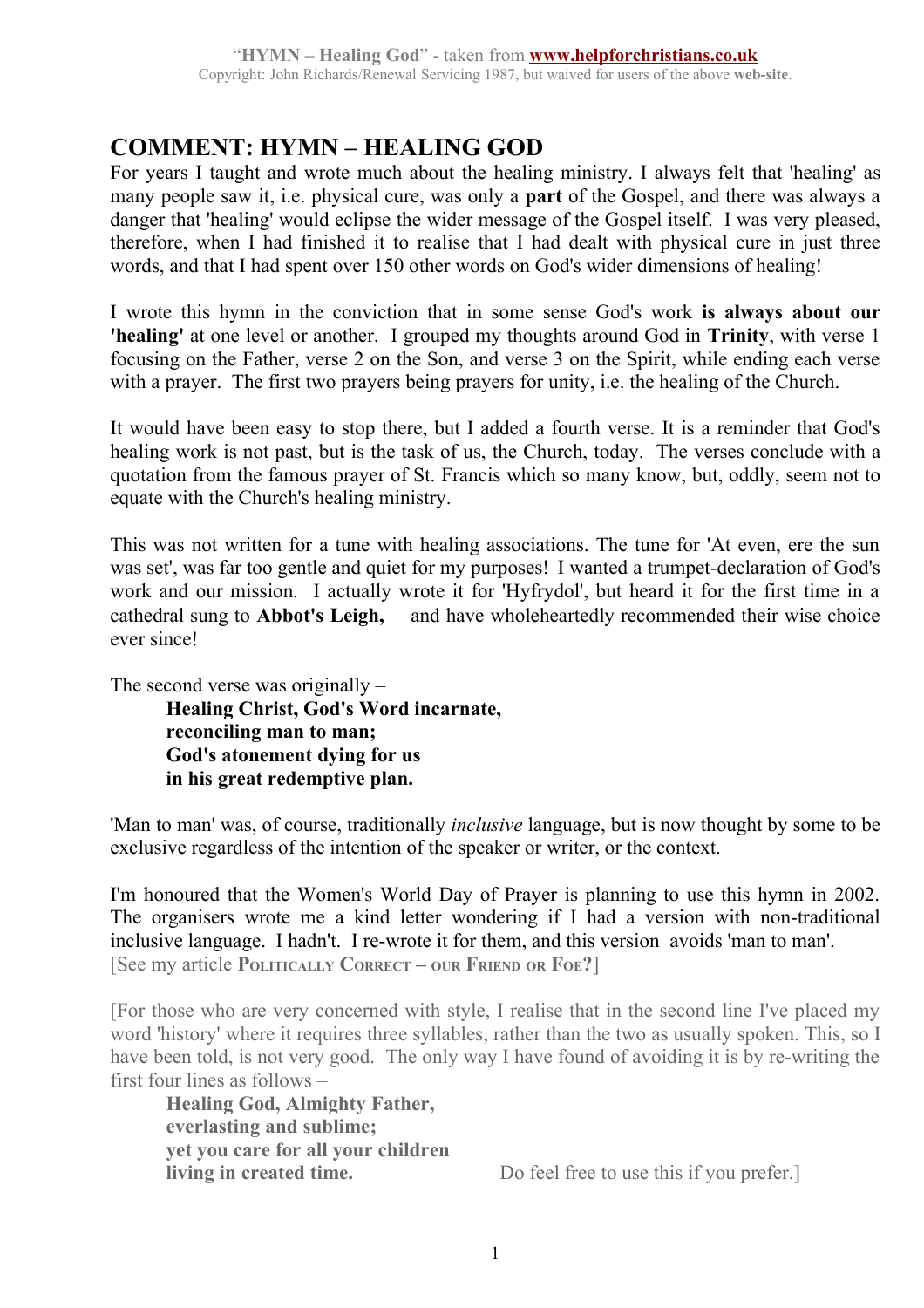# COMMENT: HYMN – HEALING GOD

For years I taught and wrote much about the healing ministry. I always felt that 'healing' as many people saw it, i.e. physical cure, was only a **part** of the Gospel, and there was always a danger that 'healing' would eclipse the wider message of the Gospel itself. I was very pleased, therefore, when I had finished it to realise that I had dealt with physical cure in just three words, and that I had spent over 150 other words on God's wider dimensions of healing!

I wrote this hymn in the conviction that in some sense God's work **is always about our 'healing'** at one level or another. I grouped my thoughts around God in **Trinity**, with verse 1 focusing on the Father, verse 2 on the Son, and verse 3 on the Spirit, while ending each verse with a prayer. The first two prayers being prayers for unity, i.e. the healing of the Church.

It would have been easy to stop there, but I added a fourth verse. It is a reminder that God's healing work is not past, but is the task of us, the Church, today. The verses conclude with a quotation from the famous prayer of St. Francis which so many know, but, oddly, seem not to equate with the Church's healing ministry.

This was not written for a tune with healing associations. The tune for 'At even, ere the sun was set', was far too gentle and quiet for my purposes! I wanted a trumpet-declaration of God's work and our mission. I actually wrote it for 'Hyfrydol', but heard it for the first time in a cathedral sung to **Abbot's Leigh,** and have wholeheartedly recommended their wise choice ever since!

The second verse was originally –

> **Healing Christ, God's Word incarnate,**
> **reconciling man to man;**
> **God's atonement dying for us**
> **in his great redemptive plan.**

'Man to man' was, of course, traditionally *inclusive* language, but is now thought by some to be exclusive regardless of the intention of the speaker or writer, or the context.

I'm honoured that the Women's World Day of Prayer is planning to use this hymn in 2002. The organisers wrote me a kind letter wondering if I had a version with non-traditional inclusive language. I hadn't. I re-wrote it for them, and this version avoids 'man to man'.
[See my article **Politically Correct – our Friend or Foe?**]

[For those who are very concerned with style, I realise that in the second line I've placed my word 'history' where it requires three syllables, rather than the two as usually spoken. This, so I have been told, is not very good. The only way I have found of avoiding it is by re-writing the first four lines as follows –

> **Healing God, Almighty Father,**
> **everlasting and sublime;**
> **yet you care for all your children**
> **living in created time.**

Do feel free to use this if you prefer.]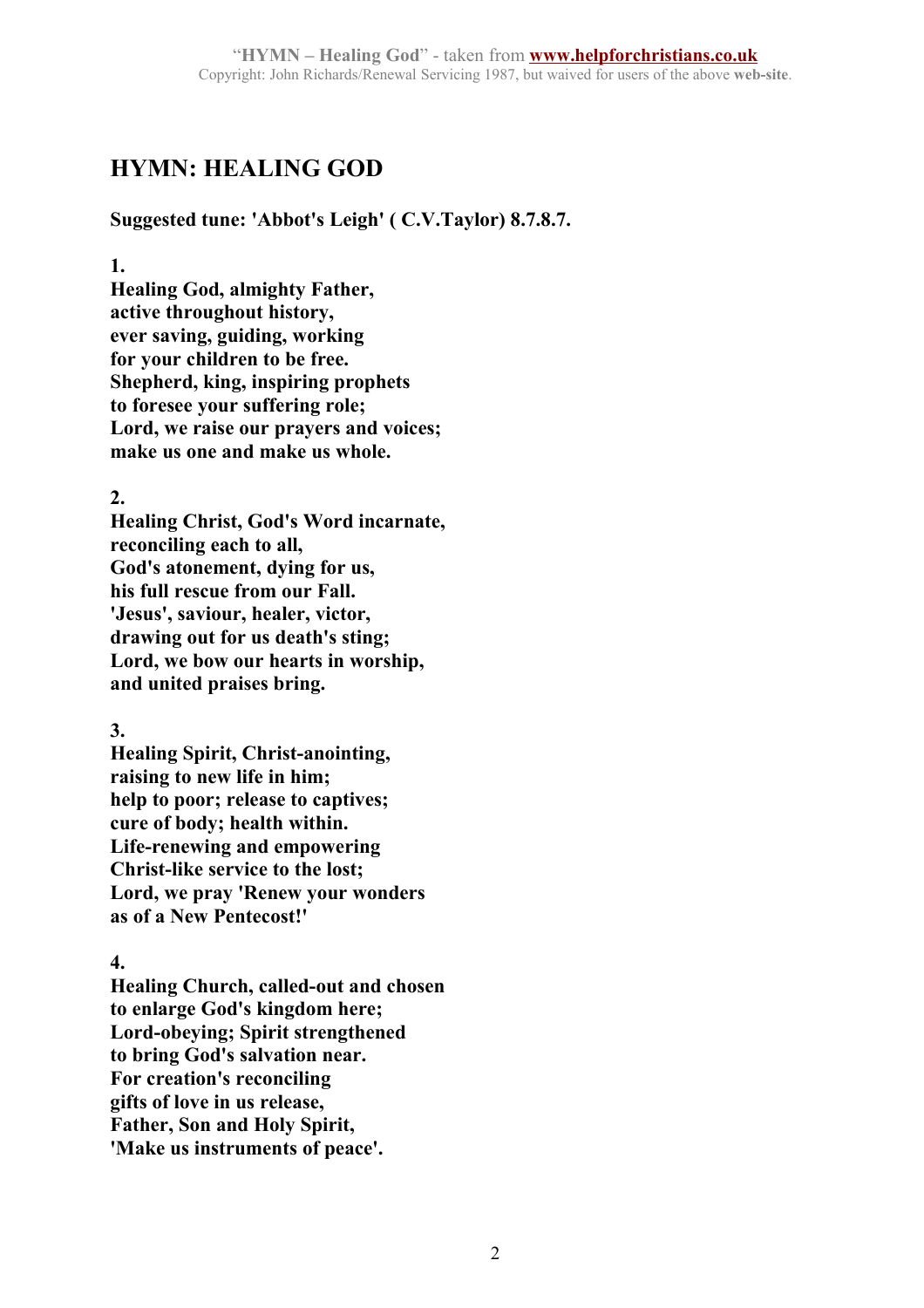## HYMN: HEALING GOD

**Suggested tune: 'Abbot's Leigh' ( C.V.Taylor) 8.7.8.7.**

**1.**
**Healing God, almighty Father,**
**active throughout history,**
**ever saving, guiding, working**
**for your children to be free.**
**Shepherd, king, inspiring prophets**
**to foresee your suffering role;**
**Lord, we raise our prayers and voices;**
**make us one and make us whole.**

**2.**
**Healing Christ, God's Word incarnate,**
**reconciling each to all,**
**God's atonement, dying for us,**
**his full rescue from our Fall.**
**'Jesus', saviour, healer, victor,**
**drawing out for us death's sting;**
**Lord, we bow our hearts in worship,**
**and united praises bring.**

**3.**
**Healing Spirit, Christ-anointing,**
**raising to new life in him;**
**help to poor; release to captives;**
**cure of body; health within.**
**Life-renewing and empowering**
**Christ-like service to the lost;**
**Lord, we pray 'Renew your wonders**
**as of a New Pentecost!'**

**4.**
**Healing Church, called-out and chosen**
**to enlarge God's kingdom here;**
**Lord-obeying; Spirit strengthened**
**to bring God's salvation near.**
**For creation's reconciling**
**gifts of love in us release,**
**Father, Son and Holy Spirit,**
**'Make us instruments of peace'.**